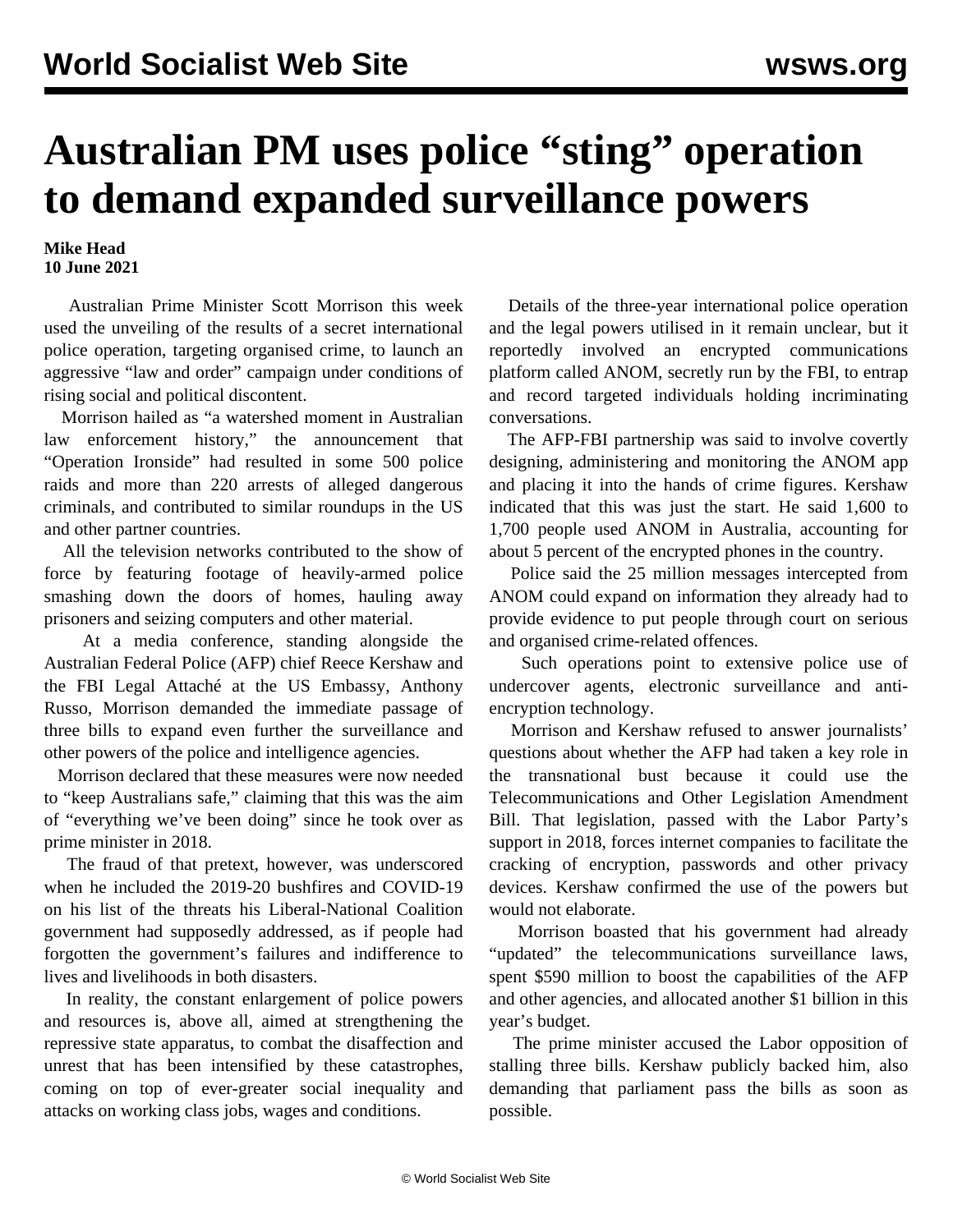# Australian PM uses police "sting" operation to demand expanded surveillance powers

**Mike Head**
**10 June 2021**

Australian Prime Minister Scott Morrison this week used the unveiling of the results of a secret international police operation, targeting organised crime, to launch an aggressive "law and order" campaign under conditions of rising social and political discontent.

Morrison hailed as "a watershed moment in Australian law enforcement history," the announcement that "Operation Ironside" had resulted in some 500 police raids and more than 220 arrests of alleged dangerous criminals, and contributed to similar roundups in the US and other partner countries.

All the television networks contributed to the show of force by featuring footage of heavily-armed police smashing down the doors of homes, hauling away prisoners and seizing computers and other material.

At a media conference, standing alongside the Australian Federal Police (AFP) chief Reece Kershaw and the FBI Legal Attaché at the US Embassy, Anthony Russo, Morrison demanded the immediate passage of three bills to expand even further the surveillance and other powers of the police and intelligence agencies.

Morrison declared that these measures were now needed to "keep Australians safe," claiming that this was the aim of "everything we've been doing" since he took over as prime minister in 2018.

The fraud of that pretext, however, was underscored when he included the 2019-20 bushfires and COVID-19 on his list of the threats his Liberal-National Coalition government had supposedly addressed, as if people had forgotten the government's failures and indifference to lives and livelihoods in both disasters.

In reality, the constant enlargement of police powers and resources is, above all, aimed at strengthening the repressive state apparatus, to combat the disaffection and unrest that has been intensified by these catastrophes, coming on top of ever-greater social inequality and attacks on working class jobs, wages and conditions.

Details of the three-year international police operation and the legal powers utilised in it remain unclear, but it reportedly involved an encrypted communications platform called ANOM, secretly run by the FBI, to entrap and record targeted individuals holding incriminating conversations.

The AFP-FBI partnership was said to involve covertly designing, administering and monitoring the ANOM app and placing it into the hands of crime figures. Kershaw indicated that this was just the start. He said 1,600 to 1,700 people used ANOM in Australia, accounting for about 5 percent of the encrypted phones in the country.

Police said the 25 million messages intercepted from ANOM could expand on information they already had to provide evidence to put people through court on serious and organised crime-related offences.

Such operations point to extensive police use of undercover agents, electronic surveillance and anti-encryption technology.

Morrison and Kershaw refused to answer journalists' questions about whether the AFP had taken a key role in the transnational bust because it could use the Telecommunications and Other Legislation Amendment Bill. That legislation, passed with the Labor Party's support in 2018, forces internet companies to facilitate the cracking of encryption, passwords and other privacy devices. Kershaw confirmed the use of the powers but would not elaborate.

Morrison boasted that his government had already "updated" the telecommunications surveillance laws, spent $590 million to boost the capabilities of the AFP and other agencies, and allocated another $1 billion in this year's budget.

The prime minister accused the Labor opposition of stalling three bills. Kershaw publicly backed him, also demanding that parliament pass the bills as soon as possible.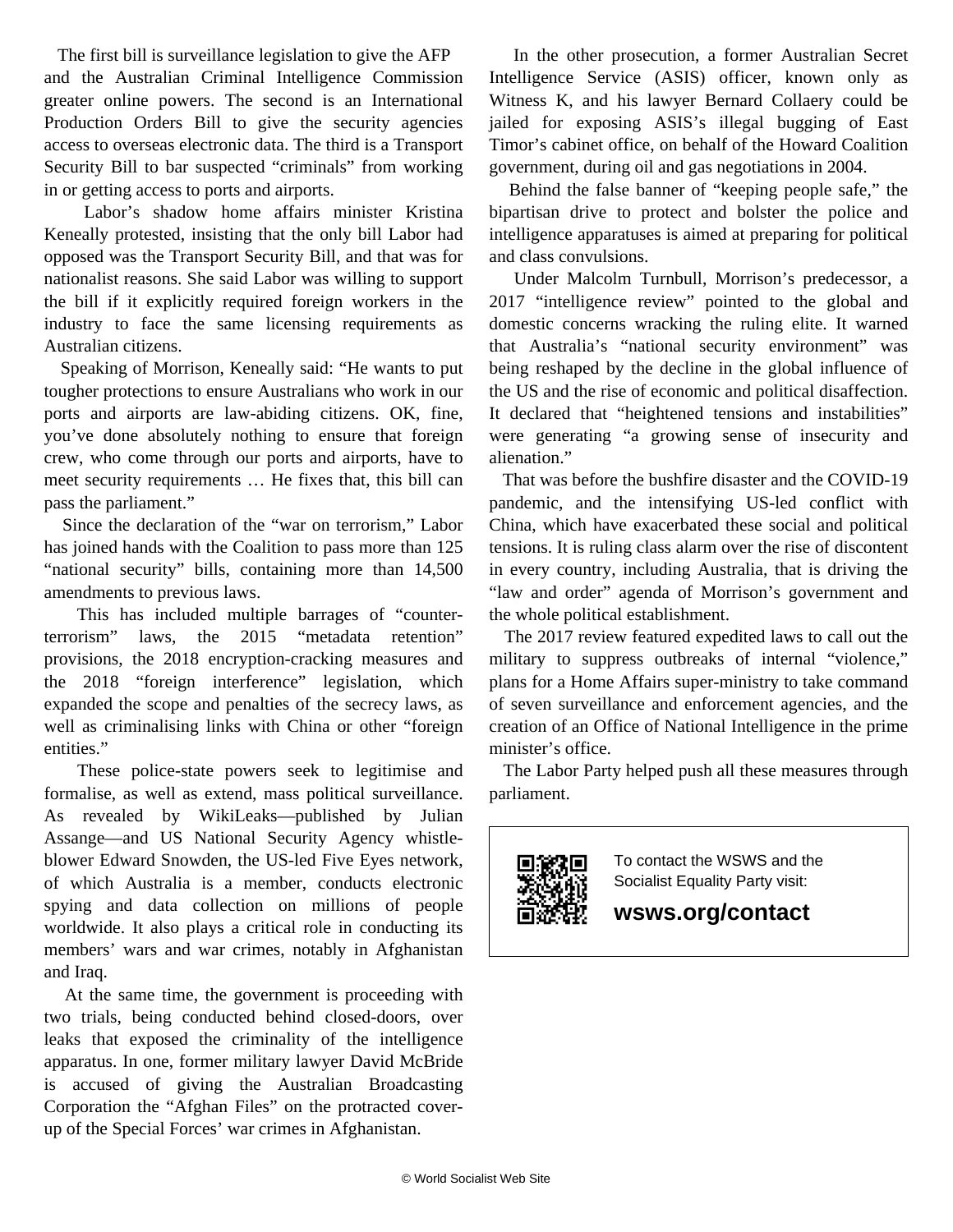The first bill is surveillance legislation to give the AFP and the Australian Criminal Intelligence Commission greater online powers. The second is an International Production Orders Bill to give the security agencies access to overseas electronic data. The third is a Transport Security Bill to bar suspected "criminals" from working in or getting access to ports and airports.

Labor's shadow home affairs minister Kristina Keneally protested, insisting that the only bill Labor had opposed was the Transport Security Bill, and that was for nationalist reasons. She said Labor was willing to support the bill if it explicitly required foreign workers in the industry to face the same licensing requirements as Australian citizens.

Speaking of Morrison, Keneally said: "He wants to put tougher protections to ensure Australians who work in our ports and airports are law-abiding citizens. OK, fine, you've done absolutely nothing to ensure that foreign crew, who come through our ports and airports, have to meet security requirements … He fixes that, this bill can pass the parliament."

Since the declaration of the "war on terrorism," Labor has joined hands with the Coalition to pass more than 125 "national security" bills, containing more than 14,500 amendments to previous laws.

This has included multiple barrages of "counter-terrorism" laws, the 2015 "metadata retention" provisions, the 2018 encryption-cracking measures and the 2018 "foreign interference" legislation, which expanded the scope and penalties of the secrecy laws, as well as criminalising links with China or other "foreign entities."

These police-state powers seek to legitimise and formalise, as well as extend, mass political surveillance. As revealed by WikiLeaks—published by Julian Assange—and US National Security Agency whistle-blower Edward Snowden, the US-led Five Eyes network, of which Australia is a member, conducts electronic spying and data collection on millions of people worldwide. It also plays a critical role in conducting its members' wars and war crimes, notably in Afghanistan and Iraq.

At the same time, the government is proceeding with two trials, being conducted behind closed-doors, over leaks that exposed the criminality of the intelligence apparatus. In one, former military lawyer David McBride is accused of giving the Australian Broadcasting Corporation the "Afghan Files" on the protracted cover-up of the Special Forces' war crimes in Afghanistan.

In the other prosecution, a former Australian Secret Intelligence Service (ASIS) officer, known only as Witness K, and his lawyer Bernard Collaery could be jailed for exposing ASIS's illegal bugging of East Timor's cabinet office, on behalf of the Howard Coalition government, during oil and gas negotiations in 2004.

Behind the false banner of "keeping people safe," the bipartisan drive to protect and bolster the police and intelligence apparatuses is aimed at preparing for political and class convulsions.

Under Malcolm Turnbull, Morrison's predecessor, a 2017 "intelligence review" pointed to the global and domestic concerns wracking the ruling elite. It warned that Australia's "national security environment" was being reshaped by the decline in the global influence of the US and the rise of economic and political disaffection. It declared that "heightened tensions and instabilities" were generating "a growing sense of insecurity and alienation."

That was before the bushfire disaster and the COVID-19 pandemic, and the intensifying US-led conflict with China, which have exacerbated these social and political tensions. It is ruling class alarm over the rise of discontent in every country, including Australia, that is driving the "law and order" agenda of Morrison's government and the whole political establishment.

The 2017 review featured expedited laws to call out the military to suppress outbreaks of internal "violence," plans for a Home Affairs super-ministry to take command of seven surveillance and enforcement agencies, and the creation of an Office of National Intelligence in the prime minister's office.

The Labor Party helped push all these measures through parliament.

To contact the WSWS and the Socialist Equality Party visit:

**wsws.org/contact**